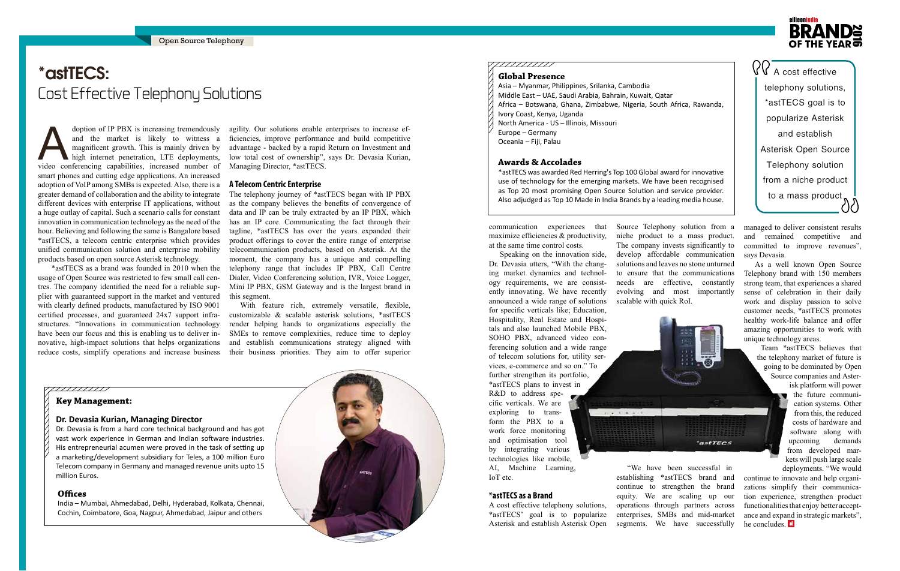# *astTECS: Cost Effective Telephony Solutions

Adoption of IP PBX is increasing tremendously and the market is likely to witness a magnificent growth. This is mainly driven by high internet penetration, LTE deployments, video conferencing capabilities, increased number of smart phones and cutting edge applications. An increased adoption of VoIP among SMBs is expected. Also, there is a greater demand of collaboration and the ability to integrate different devices with enterprise IT applications, without a huge outlay of capital. Such a scenario calls for constant innovation in communication technology as the need of the hour. Believing and following the same is Bangalore based *astTECS, a telecom centric enterprise which provides unified communication solution and enterprise mobility products based on open source Asterisk technology.

*astTECS as a brand was founded in 2010 when the usage of Open Source was restricted to few small call centres. The company identified the need for a reliable supplier with guaranteed support in the market and ventured with clearly defined products, manufactured by ISO 9001 certified processes, and guaranteed 24x7 support infrastructures. "Innovations in communication technology have been our focus and this is enabling us to deliver innovative, high-impact solutions that helps organizations reduce costs, simplify operations and increase business agility. Our solutions enable enterprises to increase efficiencies, improve performance and build competitive advantage - backed by a rapid Return on Investment and low total cost of ownership", says Dr. Devasia Kurian, Managing Director, *astTECS.

### A Telecom Centric Enterprise

The telephony journey of *astTECS began with IP PBX as the company believes the benefits of convergence of data and IP can be truly extracted by an IP PBX, which has an IP core. Communicating the fact through their tagline, *astTECS has over the years expanded their product offerings to cover the entire range of enterprise telecommunication products, based on Asterisk. At the moment, the company has a unique and compelling telephony range that includes IP PBX, Call Centre Dialer, Video Conferencing solution, IVR, Voice Logger, Mini IP PBX, GSM Gateway and is the largest brand in this segment.

With feature rich, extremely versatile, flexible, customizable & scalable asterisk solutions, *astTECS render helping hands to organizations especially the SMEs to remove complexities, reduce time to deploy and establish communications strategy aligned with their business priorities. They aim to offer superior communication experiences that maximize efficiencies & productivity, at the same time control costs.

Speaking on the innovation side, Dr. Devasia utters, "With the changing market dynamics and technology requirements, we are consistently innovating. We have recently announced a wide range of solutions for specific verticals like; Education, Hospitality, Real Estate and Hospitals and also launched Mobile PBX, SOHO PBX, advanced video conferencing solution and a wide range of telecom solutions for, utility services, e-commerce and so on." To further strengthen its portfolio, *astTECS plans to invest in R&D to address specific verticals. We are exploring to transform the PBX to a work force monitoring and optimisation tool by integrating various technologies like mobile, AI, Machine Learning, IoT etc.

### *astTECS as a Brand

A cost effective telephony solutions, *astTECS' goal is to popularize Asterisk and establish Asterisk Open Source Telephony solution from a niche product to a mass product. The company invests significantly to develop affordable communication solutions and leaves no stone unturned to ensure that the communications needs are effective, constantly evolving and most importantly scalable with quick RoI.

"We have been successful in establishing *astTECS brand and continue to strengthen the brand equity. We are scaling up our operations through partners across enterprises, SMBs and mid-market segments. We have successfully managed to deliver consistent results and remained competitive and committed to improve revenues", says Devasia.

As a well known Open Source Telephony brand with 150 members strong team, that experiences a shared sense of celebration in their daily work and display passion to solve customer needs, *astTECS promotes healthy work-life balance and offer amazing opportunities to work with unique technology areas.

Team *astTECS believes that the telephony market of future is going to be dominated by Open Source companies and Asterisk platform will power the future communication systems. Other from this, the reduced costs of hardware and software along with upcoming demands from developed markets will push large scale deployments. "We would continue to innovate and help organizations simplify their communication experience, strengthen product functionalities that enjoy better acceptance and expand in strategic markets", he concludes.

> A cost effective telephony solutions, *astTECS goal is to popularize Asterisk and establish Asterisk Open Source Telephony solution from a niche product to a mass product

**Key Management:**

**Dr. Devasia Kurian, Managing Director**

Dr. Devasia is from a hard core technical background and has got vast work experience in German and Indian software industries. His entrepreneurial acumen were proved in the task of setting up a marketing/development subsidiary for Teles, a 100 million Euro Telecom company in Germany and managed revenue units upto 15 million Euros.

**Offices**

India – Mumbai, Ahmedabad, Delhi, Hyderabad, Kolkata, Chennai, Cochin, Coimbatore, Goa, Nagpur, Ahmedabad, Jaipur and others

**Global Presence**

Asia – Myanmar, Philippines, Srilanka, Cambodia
Middle East – UAE, Saudi Arabia, Bahrain, Kuwait, Qatar
Africa – Botswana, Ghana, Zimbabwe, Nigeria, South Africa, Rawanda, Ivory Coast, Kenya, Uganda
North America - US – Illinois, Missouri
Europe – Germany
Oceania – Fiji, Palau

**Awards & Accolades**

*astTECS was awarded Red Herring's Top 100 Global award for innovative use of technology for the emerging markets. We have been recognised as Top 20 most promising Open Source Solution and service provider. Also adjudged as Top 10 Made in India Brands by a leading media house.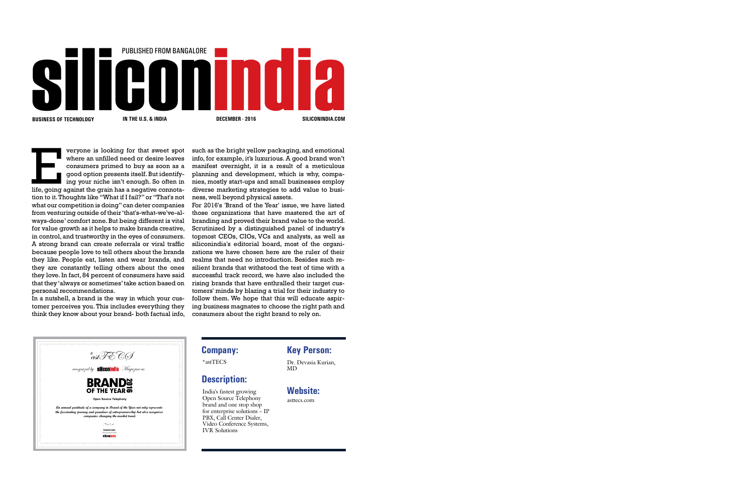# siliconindia

PUBLISHED FROM BANGALORE

BUSINESS OF TECHNOLOGY · IN THE U.S. & INDIA · DECEMBER - 2016 · SILICONINDIA.COM

Everyone is looking for that sweet spot where an unfilled need or desire leaves consumers primed to buy as soon as a good option presents itself. But identifying your niche isn't enough. So often in life, going against the grain has a negative connotation to it. Thoughts like "What if I fail?" or "That's not what our competition is doing" can deter companies from venturing outside of their 'that's-what-we've-always-done' comfort zone. But being different is vital for value growth as it helps to make brands creative, in control, and trustworthy in the eyes of consumers. A strong brand can create referrals or viral traffic because people love to tell others about the brands they like. People eat, listen and wear brands, and they are constantly telling others about the ones they love. In fact, 84 percent of consumers have said that they 'always or sometimes' take action based on personal recommendations.

In a nutshell, a brand is the way in which your customer perceives you. This includes everything they think they know about your brand- both factual info, such as the bright yellow packaging, and emotional info, for example, it's luxurious. A good brand won't manifest overnight, it is a result of a meticulous planning and development, which is why, companies, mostly start-ups and small businesses employ diverse marketing strategies to add value to business, well beyond physical assets.

For 2016's 'Brand of the Year' issue, we have listed those organizations that have mastered the art of branding and proved their brand value to the world. Scrutinized by a distinguished panel of industry's topmost CEOs, CIOs, VCs and analysts, as well as siliconindia's editorial board, most of the organizations we have chosen here are the ruler of their realms that need no introduction. Besides such resilient brands that withstood the test of time with a successful track record, we have also included the rising brands that have enthralled their target customers' minds by blazing a trial for their industry to follow them. We hope that this will educate aspiring business magnates to choose the right path and consumers about the right brand to rely on.

*astTECS

recognized by siliconindia Magazine as

**BRAND OF THE YEAR 2016**

Open Source Telephony

*An annual gratitude of a company in Brand of the Year not only represents the fascinating journey and grandeur of entrepreneurship but also recognizes companies changing the market trend.*

## Company:

*astTECS

## Description:

India's fastest growing Open Source Telephony brand and one stop shop for enterprise solutions – IP PBX, Call Center Dialer, Video Conference Systems, IVR Solutions

## Key Person:

Dr. Devasia Kurian, MD

## Website:

asttecs.com